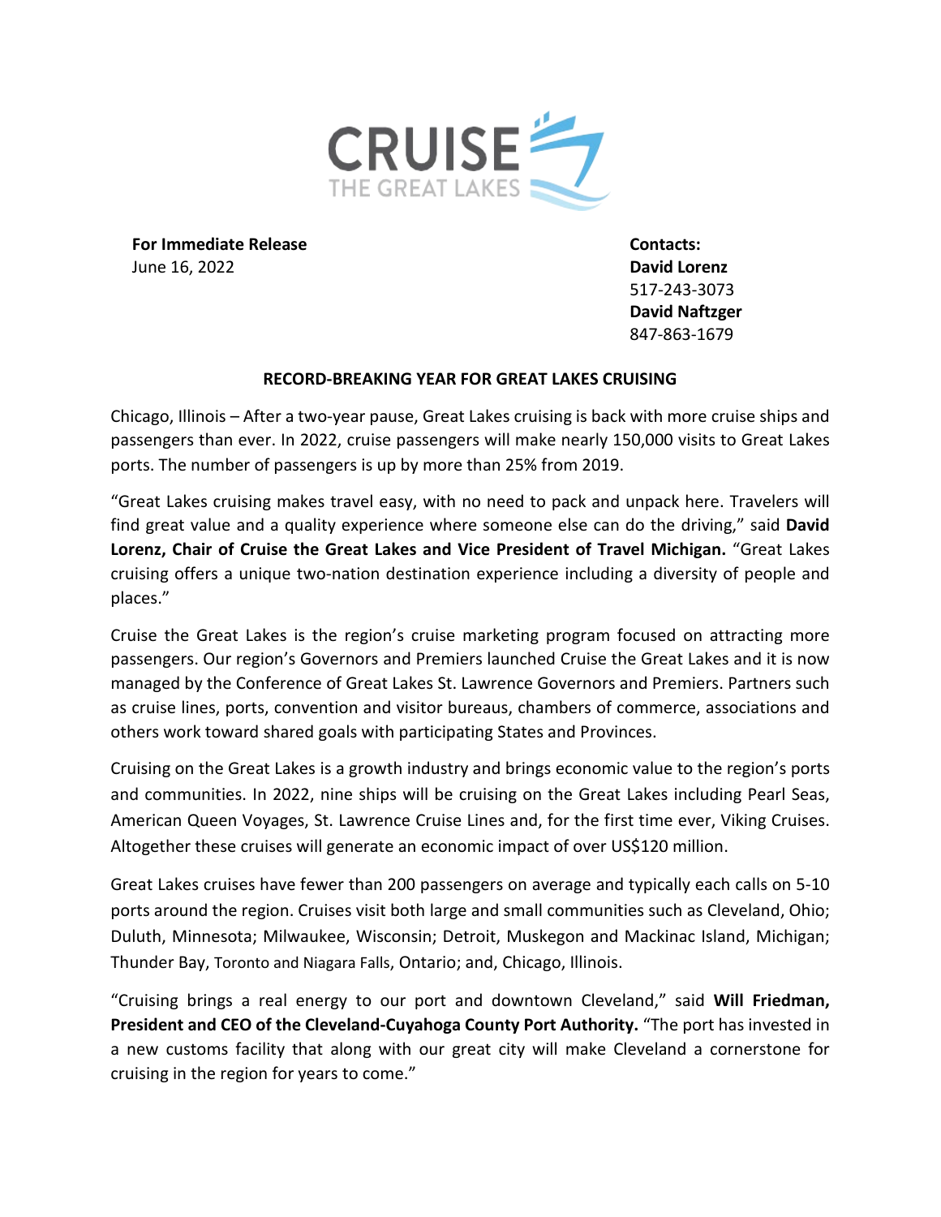CRUISE THE GREAT LAKES

**For Immediate Release**
June 16, 2022

**Contacts:**
**David Lorenz**
517-243-3073
**David Naftzger**
847-863-1679

## RECORD-BREAKING YEAR FOR GREAT LAKES CRUISING

Chicago, Illinois – After a two-year pause, Great Lakes cruising is back with more cruise ships and passengers than ever. In 2022, cruise passengers will make nearly 150,000 visits to Great Lakes ports. The number of passengers is up by more than 25% from 2019.

"Great Lakes cruising makes travel easy, with no need to pack and unpack here. Travelers will find great value and a quality experience where someone else can do the driving," said **David Lorenz, Chair of Cruise the Great Lakes and Vice President of Travel Michigan.** "Great Lakes cruising offers a unique two-nation destination experience including a diversity of people and places."

Cruise the Great Lakes is the region's cruise marketing program focused on attracting more passengers. Our region's Governors and Premiers launched Cruise the Great Lakes and it is now managed by the Conference of Great Lakes St. Lawrence Governors and Premiers. Partners such as cruise lines, ports, convention and visitor bureaus, chambers of commerce, associations and others work toward shared goals with participating States and Provinces.

Cruising on the Great Lakes is a growth industry and brings economic value to the region's ports and communities. In 2022, nine ships will be cruising on the Great Lakes including Pearl Seas, American Queen Voyages, St. Lawrence Cruise Lines and, for the first time ever, Viking Cruises. Altogether these cruises will generate an economic impact of over US$120 million.

Great Lakes cruises have fewer than 200 passengers on average and typically each calls on 5-10 ports around the region. Cruises visit both large and small communities such as Cleveland, Ohio; Duluth, Minnesota; Milwaukee, Wisconsin; Detroit, Muskegon and Mackinac Island, Michigan; Thunder Bay, Toronto and Niagara Falls, Ontario; and, Chicago, Illinois.

"Cruising brings a real energy to our port and downtown Cleveland," said **Will Friedman, President and CEO of the Cleveland-Cuyahoga County Port Authority.** "The port has invested in a new customs facility that along with our great city will make Cleveland a cornerstone for cruising in the region for years to come."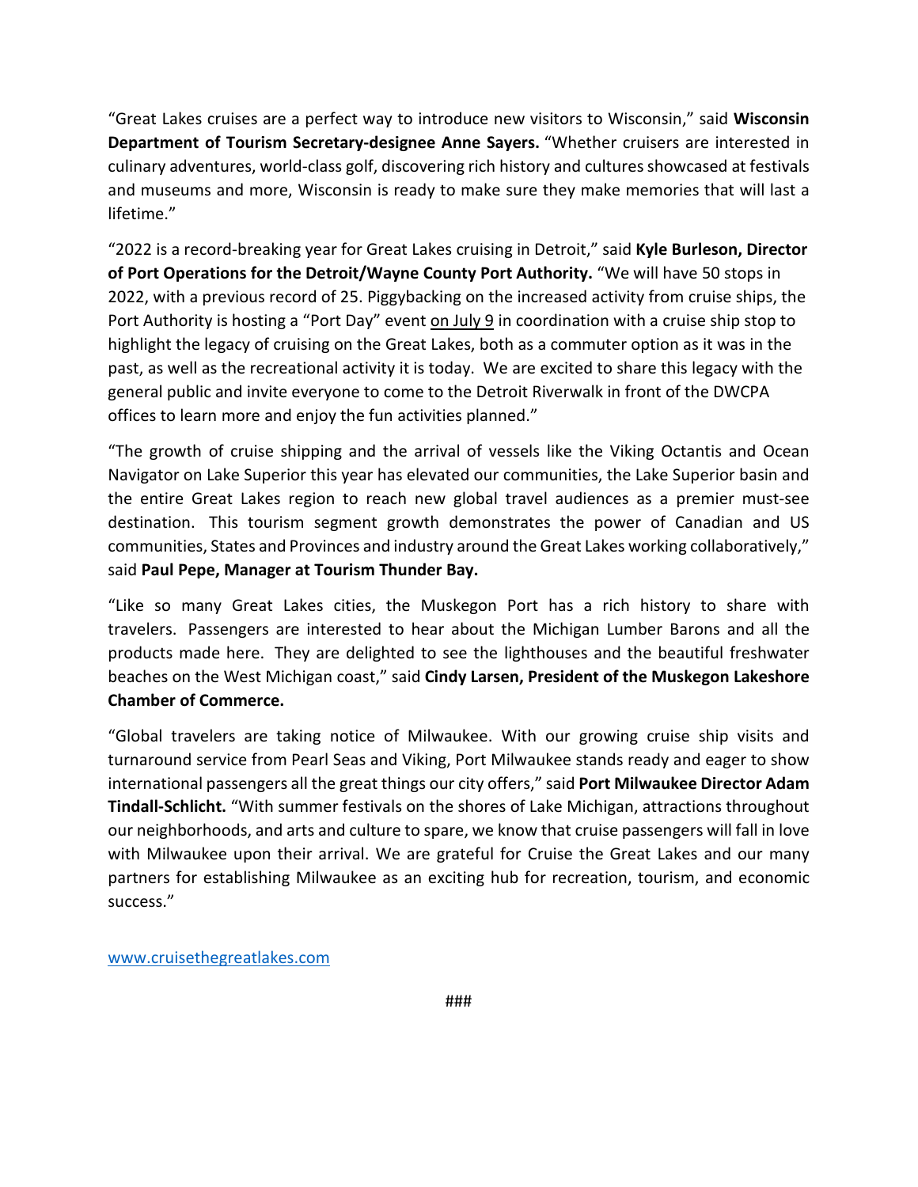"Great Lakes cruises are a perfect way to introduce new visitors to Wisconsin," said **Wisconsin Department of Tourism Secretary-designee Anne Sayers.** "Whether cruisers are interested in culinary adventures, world-class golf, discovering rich history and cultures showcased at festivals and museums and more, Wisconsin is ready to make sure they make memories that will last a lifetime."

"2022 is a record-breaking year for Great Lakes cruising in Detroit," said **Kyle Burleson, Director of Port Operations for the Detroit/Wayne County Port Authority.** "We will have 50 stops in 2022, with a previous record of 25. Piggybacking on the increased activity from cruise ships, the Port Authority is hosting a "Port Day" event on July 9 in coordination with a cruise ship stop to highlight the legacy of cruising on the Great Lakes, both as a commuter option as it was in the past, as well as the recreational activity it is today. We are excited to share this legacy with the general public and invite everyone to come to the Detroit Riverwalk in front of the DWCPA offices to learn more and enjoy the fun activities planned."

"The growth of cruise shipping and the arrival of vessels like the Viking Octantis and Ocean Navigator on Lake Superior this year has elevated our communities, the Lake Superior basin and the entire Great Lakes region to reach new global travel audiences as a premier must-see destination. This tourism segment growth demonstrates the power of Canadian and US communities, States and Provinces and industry around the Great Lakes working collaboratively," said **Paul Pepe, Manager at Tourism Thunder Bay.**

"Like so many Great Lakes cities, the Muskegon Port has a rich history to share with travelers. Passengers are interested to hear about the Michigan Lumber Barons and all the products made here. They are delighted to see the lighthouses and the beautiful freshwater beaches on the West Michigan coast," said **Cindy Larsen, President of the Muskegon Lakeshore Chamber of Commerce.**

"Global travelers are taking notice of Milwaukee. With our growing cruise ship visits and turnaround service from Pearl Seas and Viking, Port Milwaukee stands ready and eager to show international passengers all the great things our city offers," said **Port Milwaukee Director Adam Tindall-Schlicht.** "With summer festivals on the shores of Lake Michigan, attractions throughout our neighborhoods, and arts and culture to spare, we know that cruise passengers will fall in love with Milwaukee upon their arrival. We are grateful for Cruise the Great Lakes and our many partners for establishing Milwaukee as an exciting hub for recreation, tourism, and economic success."

www.cruisethegreatlakes.com

###